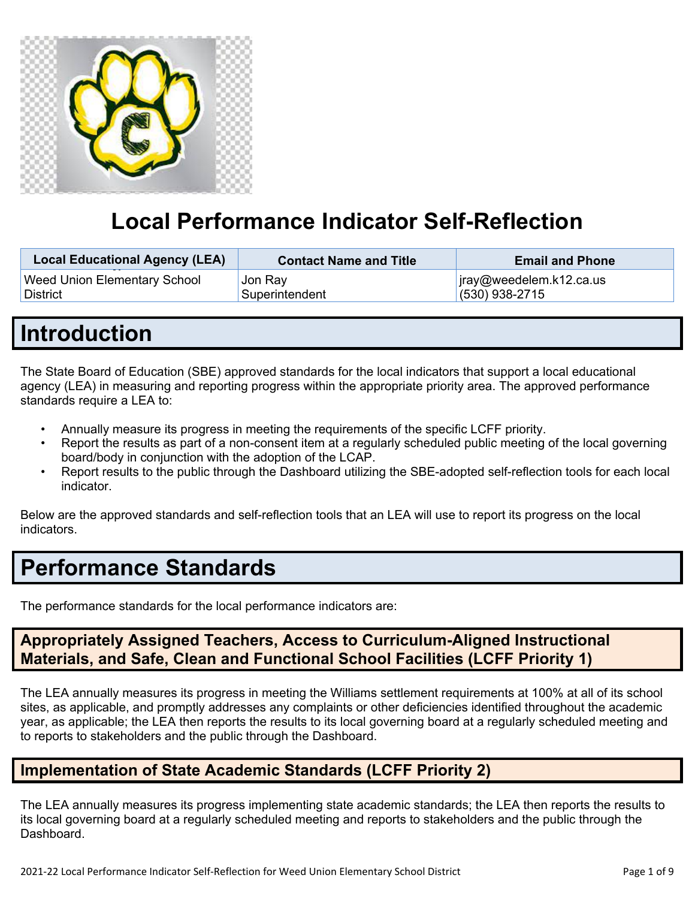# Local Performance Indicator Self-Reflection

| Local Educational Agency (LEA) | Contact Name and Title | Email and Phone |
|---|---|---|
| Weed Union Elementary School District | Jon Ray<br>Superintendent | jray@weedelem.k12.ca.us<br>(530) 938-2715 |

# Introduction

The State Board of Education (SBE) approved standards for the local indicators that support a local educational agency (LEA) in measuring and reporting progress within the appropriate priority area. The approved performance standards require a LEA to:

- Annually measure its progress in meeting the requirements of the specific LCFF priority.
- Report the results as part of a non-consent item at a regularly scheduled public meeting of the local governing board/body in conjunction with the adoption of the LCAP.
- Report results to the public through the Dashboard utilizing the SBE-adopted self-reflection tools for each local indicator.

Below are the approved standards and self-reflection tools that an LEA will use to report its progress on the local indicators.

# Performance Standards

The performance standards for the local performance indicators are:

## Appropriately Assigned Teachers, Access to Curriculum-Aligned Instructional Materials, and Safe, Clean and Functional School Facilities (LCFF Priority 1)

The LEA annually measures its progress in meeting the Williams settlement requirements at 100% at all of its school sites, as applicable, and promptly addresses any complaints or other deficiencies identified throughout the academic year, as applicable; the LEA then reports the results to its local governing board at a regularly scheduled meeting and to reports to stakeholders and the public through the Dashboard.

## Implementation of State Academic Standards (LCFF Priority 2)

The LEA annually measures its progress implementing state academic standards; the LEA then reports the results to its local governing board at a regularly scheduled meeting and reports to stakeholders and the public through the Dashboard.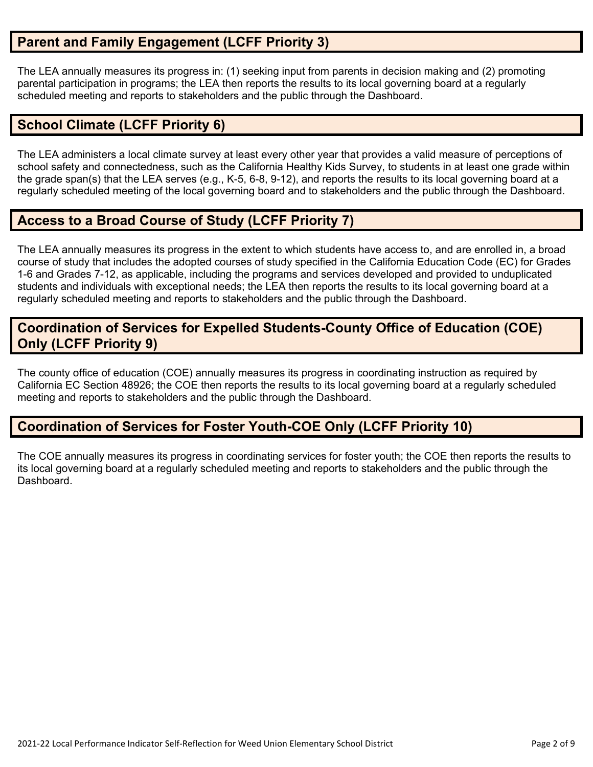## Parent and Family Engagement (LCFF Priority 3)

The LEA annually measures its progress in: (1) seeking input from parents in decision making and (2) promoting parental participation in programs; the LEA then reports the results to its local governing board at a regularly scheduled meeting and reports to stakeholders and the public through the Dashboard.

## School Climate (LCFF Priority 6)

The LEA administers a local climate survey at least every other year that provides a valid measure of perceptions of school safety and connectedness, such as the California Healthy Kids Survey, to students in at least one grade within the grade span(s) that the LEA serves (e.g., K-5, 6-8, 9-12), and reports the results to its local governing board at a regularly scheduled meeting of the local governing board and to stakeholders and the public through the Dashboard.

## Access to a Broad Course of Study (LCFF Priority 7)

The LEA annually measures its progress in the extent to which students have access to, and are enrolled in, a broad course of study that includes the adopted courses of study specified in the California Education Code (EC) for Grades 1-6 and Grades 7-12, as applicable, including the programs and services developed and provided to unduplicated students and individuals with exceptional needs; the LEA then reports the results to its local governing board at a regularly scheduled meeting and reports to stakeholders and the public through the Dashboard.

## Coordination of Services for Expelled Students-County Office of Education (COE) Only (LCFF Priority 9)

The county office of education (COE) annually measures its progress in coordinating instruction as required by California EC Section 48926; the COE then reports the results to its local governing board at a regularly scheduled meeting and reports to stakeholders and the public through the Dashboard.

## Coordination of Services for Foster Youth-COE Only (LCFF Priority 10)

The COE annually measures its progress in coordinating services for foster youth; the COE then reports the results to its local governing board at a regularly scheduled meeting and reports to stakeholders and the public through the Dashboard.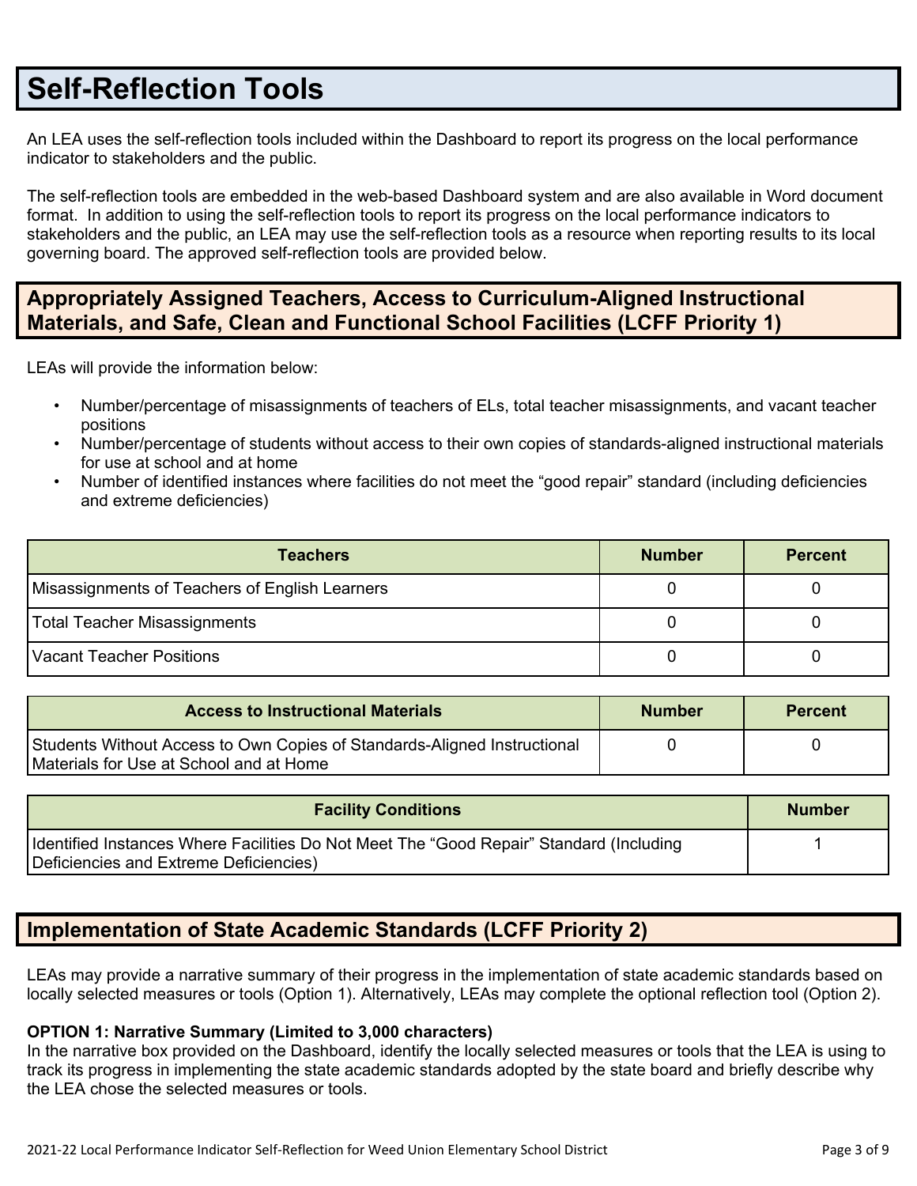# Self-Reflection Tools

An LEA uses the self-reflection tools included within the Dashboard to report its progress on the local performance indicator to stakeholders and the public.

The self-reflection tools are embedded in the web-based Dashboard system and are also available in Word document format. In addition to using the self-reflection tools to report its progress on the local performance indicators to stakeholders and the public, an LEA may use the self-reflection tools as a resource when reporting results to its local governing board. The approved self-reflection tools are provided below.

## Appropriately Assigned Teachers, Access to Curriculum-Aligned Instructional Materials, and Safe, Clean and Functional School Facilities (LCFF Priority 1)

LEAs will provide the information below:

- Number/percentage of misassignments of teachers of ELs, total teacher misassignments, and vacant teacher positions
- Number/percentage of students without access to their own copies of standards-aligned instructional materials for use at school and at home
- Number of identified instances where facilities do not meet the "good repair" standard (including deficiencies and extreme deficiencies)

| Teachers | Number | Percent |
| --- | --- | --- |
| Misassignments of Teachers of English Learners | 0 | 0 |
| Total Teacher Misassignments | 0 | 0 |
| Vacant Teacher Positions | 0 | 0 |

| Access to Instructional Materials | Number | Percent |
| --- | --- | --- |
| Students Without Access to Own Copies of Standards-Aligned Instructional Materials for Use at School and at Home | 0 | 0 |

| Facility Conditions | Number |
| --- | --- |
| Identified Instances Where Facilities Do Not Meet The "Good Repair" Standard (Including Deficiencies and Extreme Deficiencies) | 1 |

## Implementation of State Academic Standards (LCFF Priority 2)

LEAs may provide a narrative summary of their progress in the implementation of state academic standards based on locally selected measures or tools (Option 1). Alternatively, LEAs may complete the optional reflection tool (Option 2).

**OPTION 1: Narrative Summary (Limited to 3,000 characters)**

In the narrative box provided on the Dashboard, identify the locally selected measures or tools that the LEA is using to track its progress in implementing the state academic standards adopted by the state board and briefly describe why the LEA chose the selected measures or tools.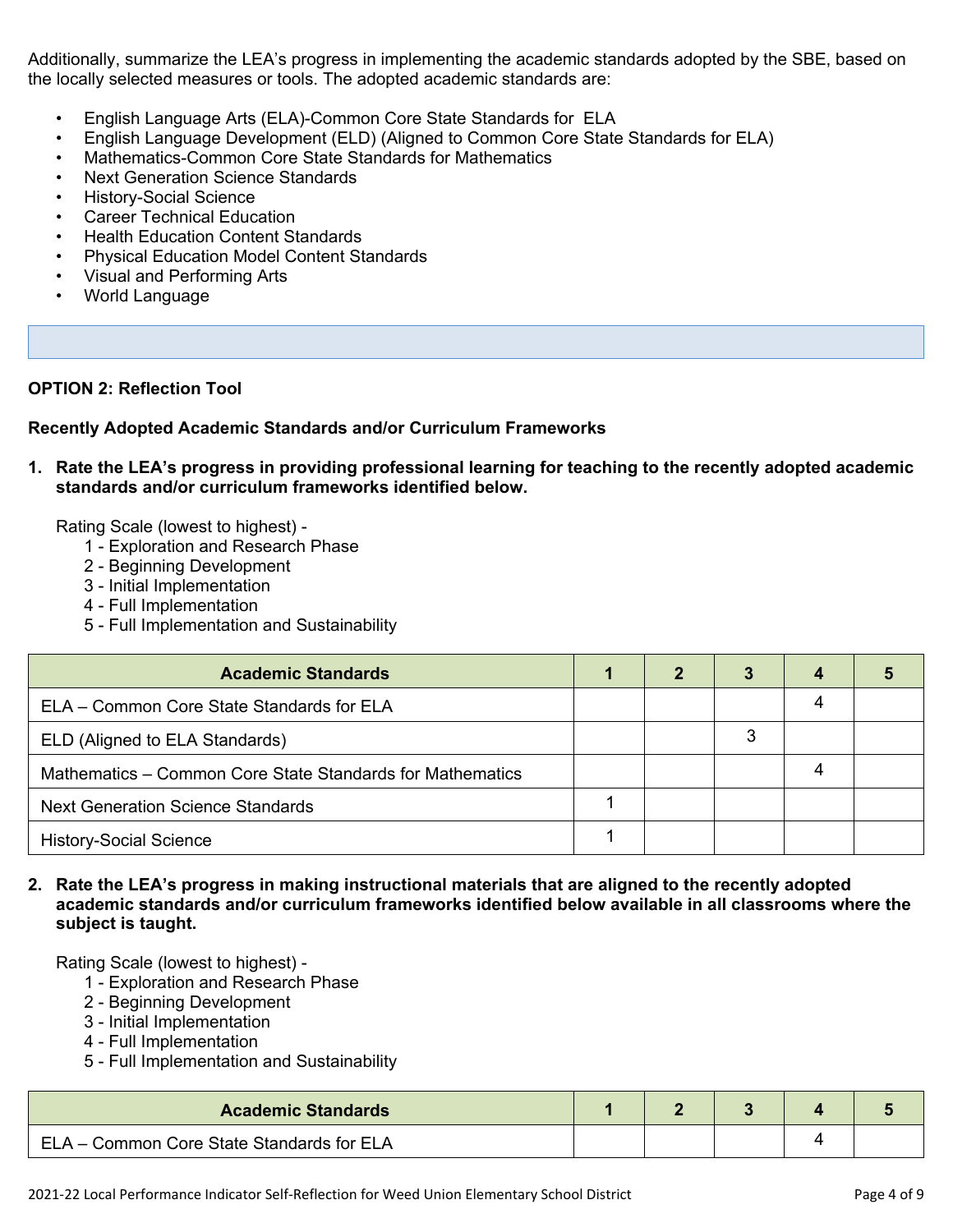Additionally, summarize the LEA's progress in implementing the academic standards adopted by the SBE, based on the locally selected measures or tools. The adopted academic standards are:

- English Language Arts (ELA)-Common Core State Standards for ELA
- English Language Development (ELD) (Aligned to Common Core State Standards for ELA)
- Mathematics-Common Core State Standards for Mathematics
- Next Generation Science Standards
- History-Social Science
- Career Technical Education
- Health Education Content Standards
- Physical Education Model Content Standards
- Visual and Performing Arts
- World Language

**OPTION 2: Reflection Tool**

**Recently Adopted Academic Standards and/or Curriculum Frameworks**

**1. Rate the LEA's progress in providing professional learning for teaching to the recently adopted academic standards and/or curriculum frameworks identified below.**

Rating Scale (lowest to highest) -
1 - Exploration and Research Phase
2 - Beginning Development
3 - Initial Implementation
4 - Full Implementation
5 - Full Implementation and Sustainability

| Academic Standards | 1 | 2 | 3 | 4 | 5 |
|---|---|---|---|---|---|
| ELA – Common Core State Standards for ELA | | | | 4 | |
| ELD (Aligned to ELA Standards) | | | 3 | | |
| Mathematics – Common Core State Standards for Mathematics | | | | 4 | |
| Next Generation Science Standards | 1 | | | | |
| History-Social Science | 1 | | | | |

**2. Rate the LEA's progress in making instructional materials that are aligned to the recently adopted academic standards and/or curriculum frameworks identified below available in all classrooms where the subject is taught.**

Rating Scale (lowest to highest) -
1 - Exploration and Research Phase
2 - Beginning Development
3 - Initial Implementation
4 - Full Implementation
5 - Full Implementation and Sustainability

| Academic Standards | 1 | 2 | 3 | 4 | 5 |
|---|---|---|---|---|---|
| ELA – Common Core State Standards for ELA | | | | 4 | |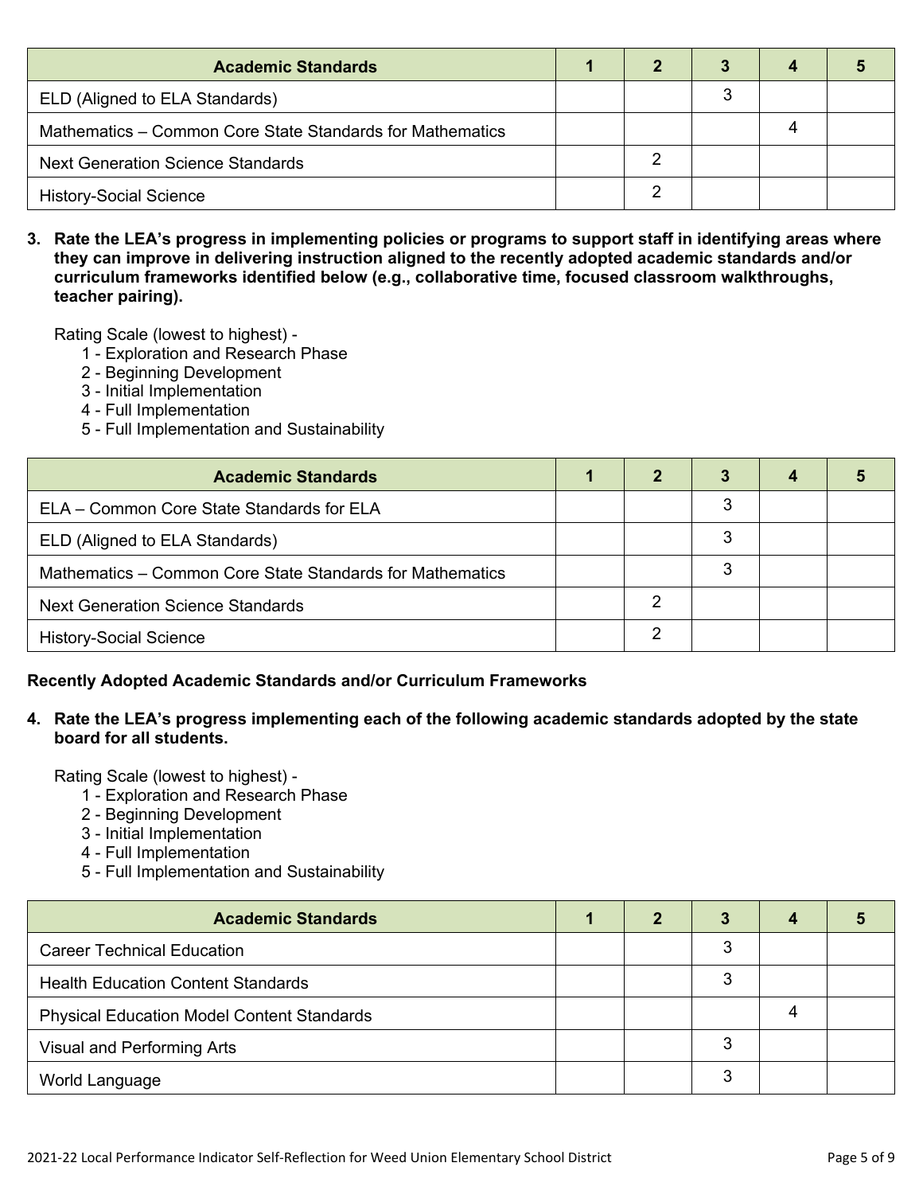| Academic Standards | 1 | 2 | 3 | 4 | 5 |
|---|---|---|---|---|---|
| ELD (Aligned to ELA Standards) | | | 3 | | |
| Mathematics – Common Core State Standards for Mathematics | | | | 4 | |
| Next Generation Science Standards | | 2 | | | |
| History-Social Science | | 2 | | | |

**3. Rate the LEA's progress in implementing policies or programs to support staff in identifying areas where they can improve in delivering instruction aligned to the recently adopted academic standards and/or curriculum frameworks identified below (e.g., collaborative time, focused classroom walkthroughs, teacher pairing).**

Rating Scale (lowest to highest) -

1 - Exploration and Research Phase
2 - Beginning Development
3 - Initial Implementation
4 - Full Implementation
5 - Full Implementation and Sustainability

| Academic Standards | 1 | 2 | 3 | 4 | 5 |
|---|---|---|---|---|---|
| ELA – Common Core State Standards for ELA | | | 3 | | |
| ELD (Aligned to ELA Standards) | | | 3 | | |
| Mathematics – Common Core State Standards for Mathematics | | | 3 | | |
| Next Generation Science Standards | | 2 | | | |
| History-Social Science | | 2 | | | |

**Recently Adopted Academic Standards and/or Curriculum Frameworks**

**4. Rate the LEA's progress implementing each of the following academic standards adopted by the state board for all students.**

Rating Scale (lowest to highest) -

1 - Exploration and Research Phase
2 - Beginning Development
3 - Initial Implementation
4 - Full Implementation
5 - Full Implementation and Sustainability

| Academic Standards | 1 | 2 | 3 | 4 | 5 |
|---|---|---|---|---|---|
| Career Technical Education | | | 3 | | |
| Health Education Content Standards | | | 3 | | |
| Physical Education Model Content Standards | | | | 4 | |
| Visual and Performing Arts | | | 3 | | |
| World Language | | | 3 | | |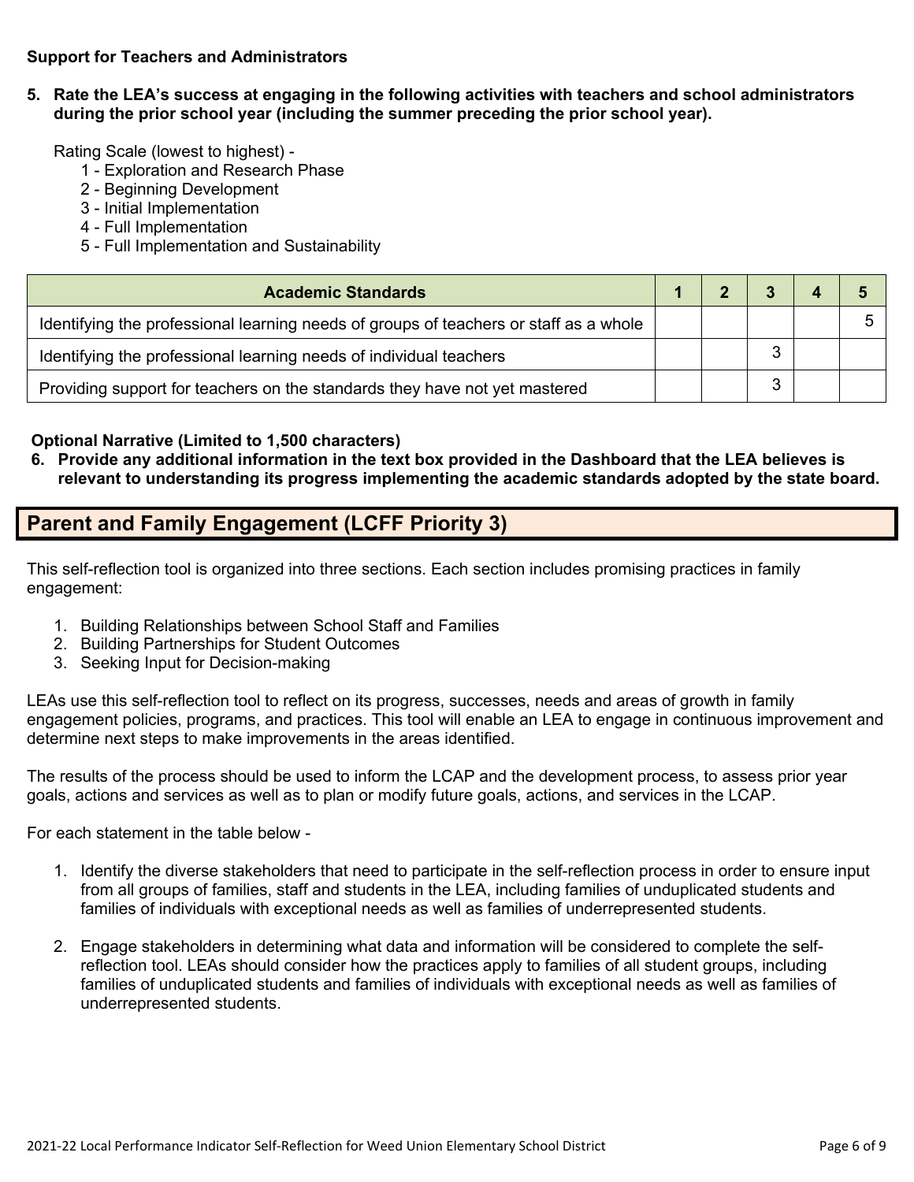**Support for Teachers and Administrators**

**5. Rate the LEA's success at engaging in the following activities with teachers and school administrators during the prior school year (including the summer preceding the prior school year).**

Rating Scale (lowest to highest) -

1 - Exploration and Research Phase
2 - Beginning Development
3 - Initial Implementation
4 - Full Implementation
5 - Full Implementation and Sustainability

| Academic Standards | 1 | 2 | 3 | 4 | 5 |
|---|---|---|---|---|---|
| Identifying the professional learning needs of groups of teachers or staff as a whole | | | | | 5 |
| Identifying the professional learning needs of individual teachers | | | 3 | | |
| Providing support for teachers on the standards they have not yet mastered | | | 3 | | |

**Optional Narrative (Limited to 1,500 characters)**

**6. Provide any additional information in the text box provided in the Dashboard that the LEA believes is relevant to understanding its progress implementing the academic standards adopted by the state board.**

## Parent and Family Engagement (LCFF Priority 3)

This self-reflection tool is organized into three sections. Each section includes promising practices in family engagement:

1. Building Relationships between School Staff and Families
2. Building Partnerships for Student Outcomes
3. Seeking Input for Decision-making

LEAs use this self-reflection tool to reflect on its progress, successes, needs and areas of growth in family engagement policies, programs, and practices. This tool will enable an LEA to engage in continuous improvement and determine next steps to make improvements in the areas identified.

The results of the process should be used to inform the LCAP and the development process, to assess prior year goals, actions and services as well as to plan or modify future goals, actions, and services in the LCAP.

For each statement in the table below -

1. Identify the diverse stakeholders that need to participate in the self-reflection process in order to ensure input from all groups of families, staff and students in the LEA, including families of unduplicated students and families of individuals with exceptional needs as well as families of underrepresented students.
2. Engage stakeholders in determining what data and information will be considered to complete the self-reflection tool. LEAs should consider how the practices apply to families of all student groups, including families of unduplicated students and families of individuals with exceptional needs as well as families of underrepresented students.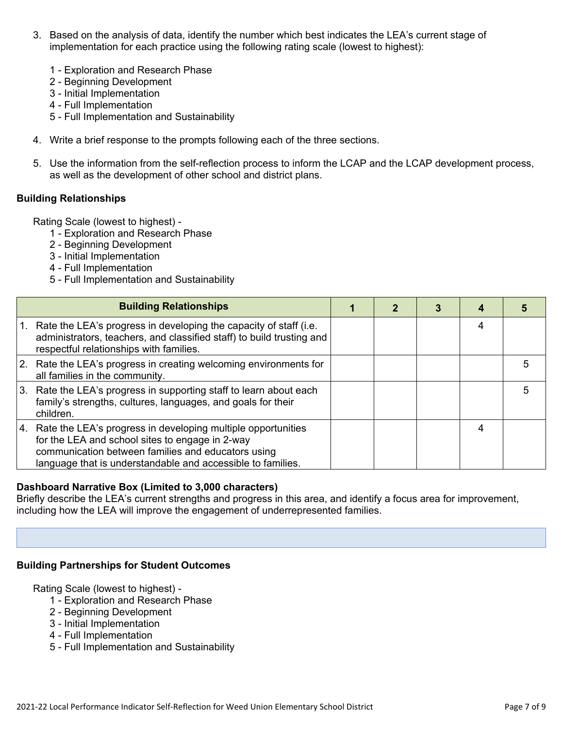3. Based on the analysis of data, identify the number which best indicates the LEA's current stage of implementation for each practice using the following rating scale (lowest to highest):

   1 - Exploration and Research Phase
   2 - Beginning Development
   3 - Initial Implementation
   4 - Full Implementation
   5 - Full Implementation and Sustainability

4. Write a brief response to the prompts following each of the three sections.

5. Use the information from the self-reflection process to inform the LCAP and the LCAP development process, as well as the development of other school and district plans.

**Building Relationships**

Rating Scale (lowest to highest) -
1 - Exploration and Research Phase
2 - Beginning Development
3 - Initial Implementation
4 - Full Implementation
5 - Full Implementation and Sustainability

| Building Relationships | 1 | 2 | 3 | 4 | 5 |
|---|---|---|---|---|---|
| 1. Rate the LEA's progress in developing the capacity of staff (i.e. administrators, teachers, and classified staff) to build trusting and respectful relationships with families. | | | | 4 | |
| 2. Rate the LEA's progress in creating welcoming environments for all families in the community. | | | | | 5 |
| 3. Rate the LEA's progress in supporting staff to learn about each family's strengths, cultures, languages, and goals for their children. | | | | | 5 |
| 4. Rate the LEA's progress in developing multiple opportunities for the LEA and school sites to engage in 2-way communication between families and educators using language that is understandable and accessible to families. | | | | 4 | |

**Dashboard Narrative Box (Limited to 3,000 characters)**
Briefly describe the LEA's current strengths and progress in this area, and identify a focus area for improvement, including how the LEA will improve the engagement of underrepresented families.

**Building Partnerships for Student Outcomes**

Rating Scale (lowest to highest) -
1 - Exploration and Research Phase
2 - Beginning Development
3 - Initial Implementation
4 - Full Implementation
5 - Full Implementation and Sustainability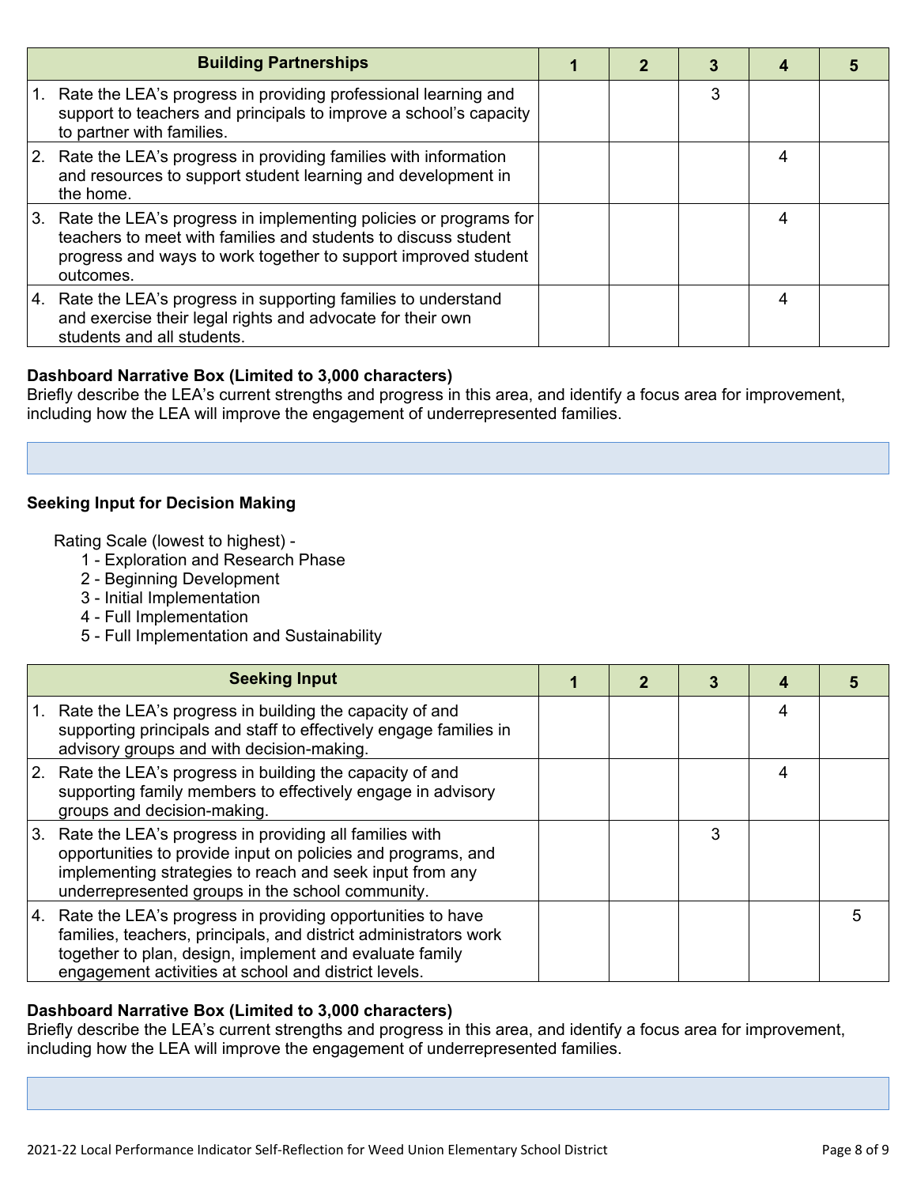| Building Partnerships | 1 | 2 | 3 | 4 | 5 |
|---|---|---|---|---|---|
| 1. Rate the LEA's progress in providing professional learning and support to teachers and principals to improve a school's capacity to partner with families. | | | 3 | | |
| 2. Rate the LEA's progress in providing families with information and resources to support student learning and development in the home. | | | | 4 | |
| 3. Rate the LEA's progress in implementing policies or programs for teachers to meet with families and students to discuss student progress and ways to work together to support improved student outcomes. | | | | 4 | |
| 4. Rate the LEA's progress in supporting families to understand and exercise their legal rights and advocate for their own students and all students. | | | | 4 | |

**Dashboard Narrative Box (Limited to 3,000 characters)**

Briefly describe the LEA's current strengths and progress in this area, and identify a focus area for improvement, including how the LEA will improve the engagement of underrepresented families.

**Seeking Input for Decision Making**

Rating Scale (lowest to highest) -

1 - Exploration and Research Phase
2 - Beginning Development
3 - Initial Implementation
4 - Full Implementation
5 - Full Implementation and Sustainability

| Seeking Input | 1 | 2 | 3 | 4 | 5 |
|---|---|---|---|---|---|
| 1. Rate the LEA's progress in building the capacity of and supporting principals and staff to effectively engage families in advisory groups and with decision-making. | | | | 4 | |
| 2. Rate the LEA's progress in building the capacity of and supporting family members to effectively engage in advisory groups and decision-making. | | | | 4 | |
| 3. Rate the LEA's progress in providing all families with opportunities to provide input on policies and programs, and implementing strategies to reach and seek input from any underrepresented groups in the school community. | | | 3 | | |
| 4. Rate the LEA's progress in providing opportunities to have families, teachers, principals, and district administrators work together to plan, design, implement and evaluate family engagement activities at school and district levels. | | | | | 5 |

**Dashboard Narrative Box (Limited to 3,000 characters)**

Briefly describe the LEA's current strengths and progress in this area, and identify a focus area for improvement, including how the LEA will improve the engagement of underrepresented families.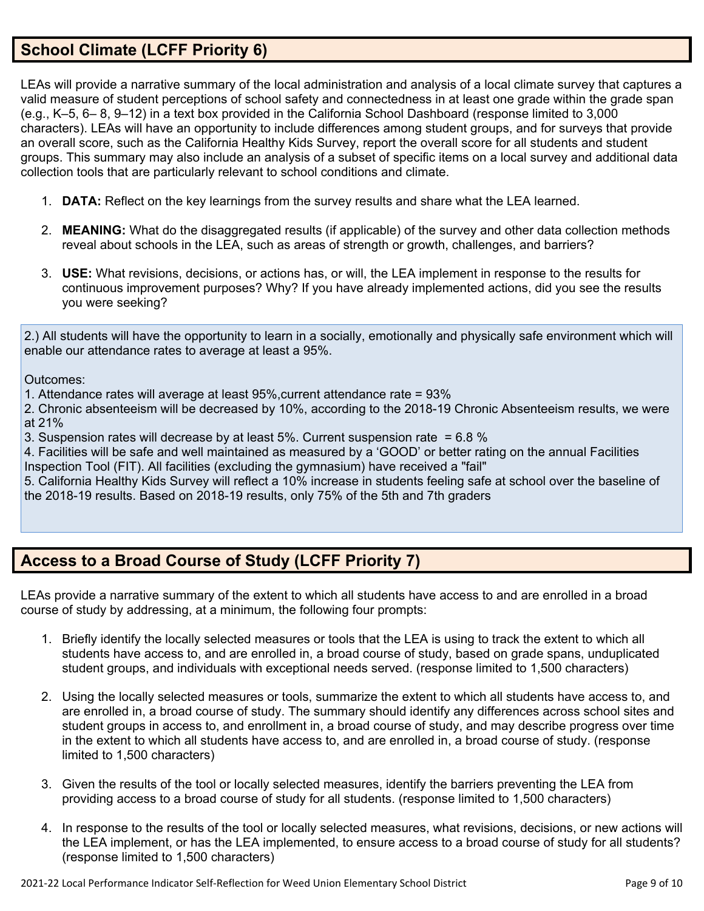## School Climate (LCFF Priority 6)

LEAs will provide a narrative summary of the local administration and analysis of a local climate survey that captures a valid measure of student perceptions of school safety and connectedness in at least one grade within the grade span (e.g., K–5, 6– 8, 9–12) in a text box provided in the California School Dashboard (response limited to 3,000 characters). LEAs will have an opportunity to include differences among student groups, and for surveys that provide an overall score, such as the California Healthy Kids Survey, report the overall score for all students and student groups. This summary may also include an analysis of a subset of specific items on a local survey and additional data collection tools that are particularly relevant to school conditions and climate.

1. **DATA:** Reflect on the key learnings from the survey results and share what the LEA learned.
2. **MEANING:** What do the disaggregated results (if applicable) of the survey and other data collection methods reveal about schools in the LEA, such as areas of strength or growth, challenges, and barriers?
3. **USE:** What revisions, decisions, or actions has, or will, the LEA implement in response to the results for continuous improvement purposes? Why? If you have already implemented actions, did you see the results you were seeking?

2.) All students will have the opportunity to learn in a socially, emotionally and physically safe environment which will enable our attendance rates to average at least a 95%.

Outcomes:
1. Attendance rates will average at least 95%,current attendance rate = 93%
2. Chronic absenteeism will be decreased by 10%, according to the 2018-19 Chronic Absenteeism results, we were at 21%
3. Suspension rates will decrease by at least 5%. Current suspension rate = 6.8 %
4. Facilities will be safe and well maintained as measured by a 'GOOD' or better rating on the annual Facilities Inspection Tool (FIT). All facilities (excluding the gymnasium) have received a "fail"
5. California Healthy Kids Survey will reflect a 10% increase in students feeling safe at school over the baseline of the 2018-19 results. Based on 2018-19 results, only 75% of the 5th and 7th graders

## Access to a Broad Course of Study (LCFF Priority 7)

LEAs provide a narrative summary of the extent to which all students have access to and are enrolled in a broad course of study by addressing, at a minimum, the following four prompts:

1. Briefly identify the locally selected measures or tools that the LEA is using to track the extent to which all students have access to, and are enrolled in, a broad course of study, based on grade spans, unduplicated student groups, and individuals with exceptional needs served. (response limited to 1,500 characters)
2. Using the locally selected measures or tools, summarize the extent to which all students have access to, and are enrolled in, a broad course of study. The summary should identify any differences across school sites and student groups in access to, and enrollment in, a broad course of study, and may describe progress over time in the extent to which all students have access to, and are enrolled in, a broad course of study. (response limited to 1,500 characters)
3. Given the results of the tool or locally selected measures, identify the barriers preventing the LEA from providing access to a broad course of study for all students. (response limited to 1,500 characters)
4. In response to the results of the tool or locally selected measures, what revisions, decisions, or new actions will the LEA implement, or has the LEA implemented, to ensure access to a broad course of study for all students? (response limited to 1,500 characters)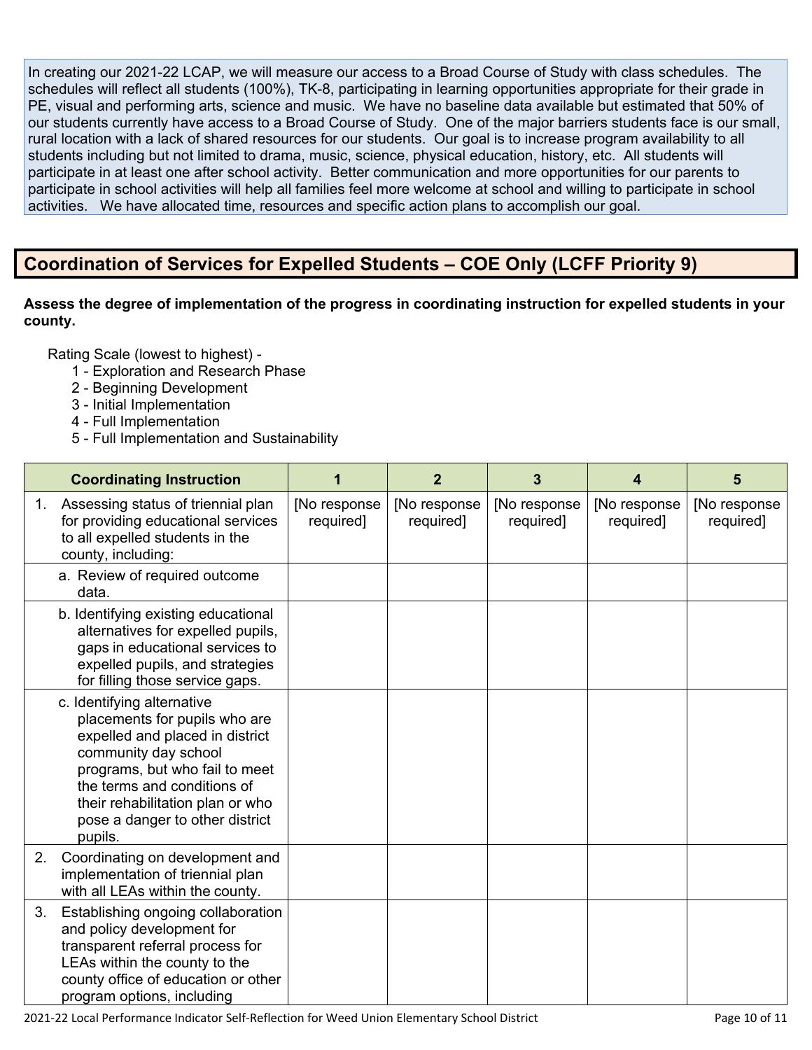In creating our 2021-22 LCAP, we will measure our access to a Broad Course of Study with class schedules. The schedules will reflect all students (100%), TK-8, participating in learning opportunities appropriate for their grade in PE, visual and performing arts, science and music. We have no baseline data available but estimated that 50% of our students currently have access to a Broad Course of Study. One of the major barriers students face is our small, rural location with a lack of shared resources for our students. Our goal is to increase program availability to all students including but not limited to drama, music, science, physical education, history, etc. All students will participate in at least one after school activity. Better communication and more opportunities for our parents to participate in school activities will help all families feel more welcome at school and willing to participate in school activities. We have allocated time, resources and specific action plans to accomplish our goal.

## Coordination of Services for Expelled Students – COE Only (LCFF Priority 9)

**Assess the degree of implementation of the progress in coordinating instruction for expelled students in your county.**

Rating Scale (lowest to highest) -
- 1 - Exploration and Research Phase
- 2 - Beginning Development
- 3 - Initial Implementation
- 4 - Full Implementation
- 5 - Full Implementation and Sustainability

| Coordinating Instruction | 1 | 2 | 3 | 4 | 5 |
|---|---|---|---|---|---|
| 1. Assessing status of triennial plan for providing educational services to all expelled students in the county, including: | [No response required] | [No response required] | [No response required] | [No response required] | [No response required] |
| a. Review of required outcome data. | | | | | |
| b. Identifying existing educational alternatives for expelled pupils, gaps in educational services to expelled pupils, and strategies for filling those service gaps. | | | | | |
| c. Identifying alternative placements for pupils who are expelled and placed in district community day school programs, but who fail to meet the terms and conditions of their rehabilitation plan or who pose a danger to other district pupils. | | | | | |
| 2. Coordinating on development and implementation of triennial plan with all LEAs within the county. | | | | | |
| 3. Establishing ongoing collaboration and policy development for transparent referral process for LEAs within the county to the county office of education or other program options, including | | | | | |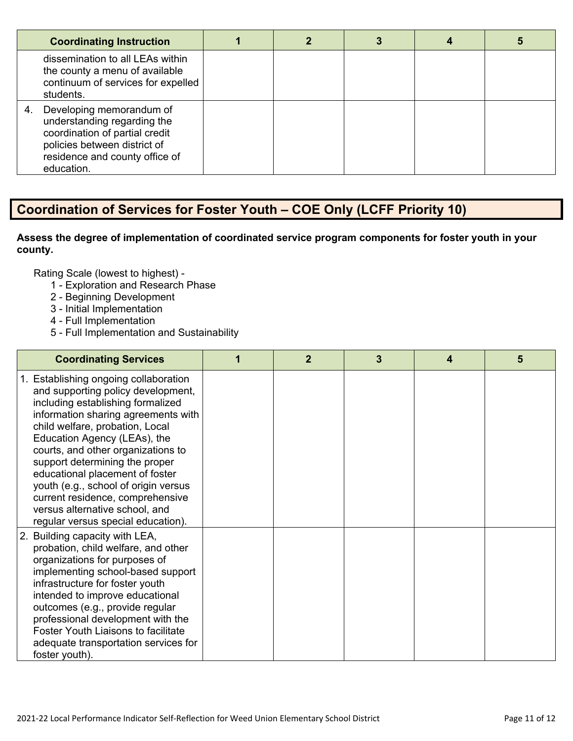| Coordinating Instruction | 1 | 2 | 3 | 4 | 5 |
|---|---|---|---|---|---|
| dissemination to all LEAs within the county a menu of available continuum of services for expelled students. | | | | | |
| 4. Developing memorandum of understanding regarding the coordination of partial credit policies between district of residence and county office of education. | | | | | |

## Coordination of Services for Foster Youth – COE Only (LCFF Priority 10)

**Assess the degree of implementation of coordinated service program components for foster youth in your county.**

Rating Scale (lowest to highest) -

1 - Exploration and Research Phase
2 - Beginning Development
3 - Initial Implementation
4 - Full Implementation
5 - Full Implementation and Sustainability

| Coordinating Services | 1 | 2 | 3 | 4 | 5 |
|---|---|---|---|---|---|
| 1. Establishing ongoing collaboration and supporting policy development, including establishing formalized information sharing agreements with child welfare, probation, Local Education Agency (LEAs), the courts, and other organizations to support determining the proper educational placement of foster youth (e.g., school of origin versus current residence, comprehensive versus alternative school, and regular versus special education). | | | | | |
| 2. Building capacity with LEA, probation, child welfare, and other organizations for purposes of implementing school-based support infrastructure for foster youth intended to improve educational outcomes (e.g., provide regular professional development with the Foster Youth Liaisons to facilitate adequate transportation services for foster youth). | | | | | |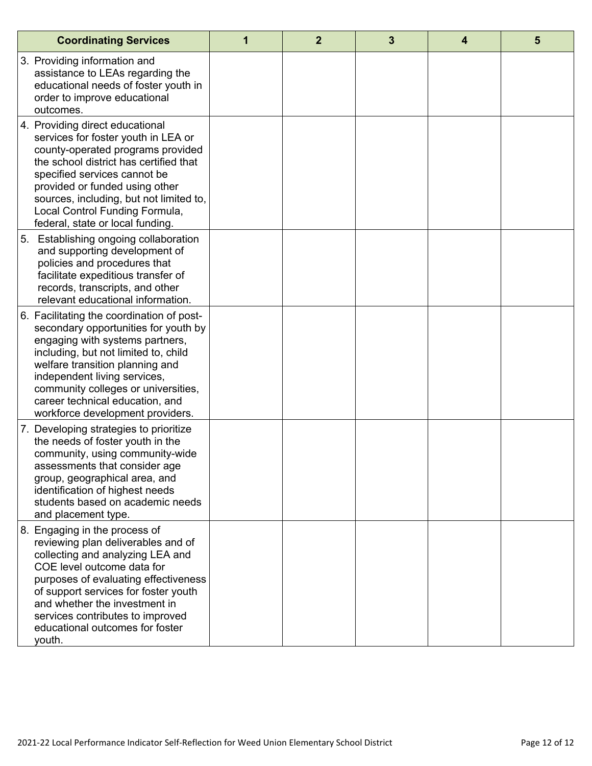| Coordinating Services | 1 | 2 | 3 | 4 | 5 |
|---|---|---|---|---|---|
| 3. Providing information and assistance to LEAs regarding the educational needs of foster youth in order to improve educational outcomes. | | | | | |
| 4. Providing direct educational services for foster youth in LEA or county-operated programs provided the school district has certified that specified services cannot be provided or funded using other sources, including, but not limited to, Local Control Funding Formula, federal, state or local funding. | | | | | |
| 5. Establishing ongoing collaboration and supporting development of policies and procedures that facilitate expeditious transfer of records, transcripts, and other relevant educational information. | | | | | |
| 6. Facilitating the coordination of post-secondary opportunities for youth by engaging with systems partners, including, but not limited to, child welfare transition planning and independent living services, community colleges or universities, career technical education, and workforce development providers. | | | | | |
| 7. Developing strategies to prioritize the needs of foster youth in the community, using community-wide assessments that consider age group, geographical area, and identification of highest needs students based on academic needs and placement type. | | | | | |
| 8. Engaging in the process of reviewing plan deliverables and of collecting and analyzing LEA and COE level outcome data for purposes of evaluating effectiveness of support services for foster youth and whether the investment in services contributes to improved educational outcomes for foster youth. | | | | | |